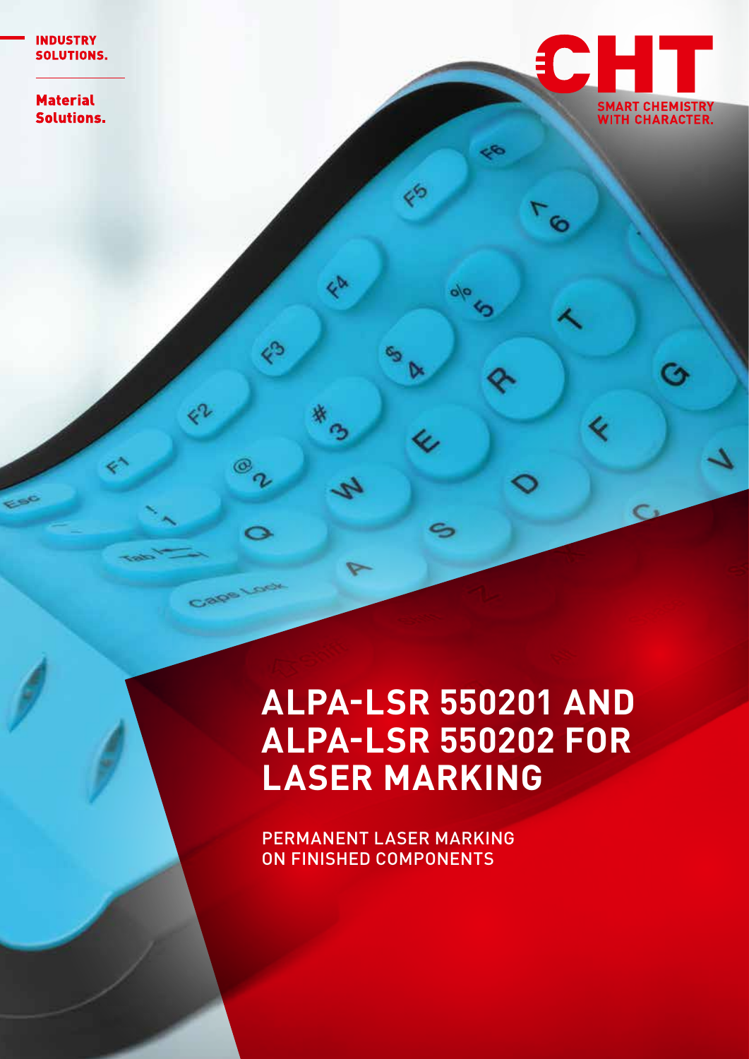INDUSTRY SOLUTIONS.

Material Solutions.

CHT

SMART CHEMISTRY WITH CHARACTER.

# ALPA-LSR 550201 AND ALPA-LSR 550202 FOR LASER MARKING

PERMANENT LASER MARKING ON FINISHED COMPONENTS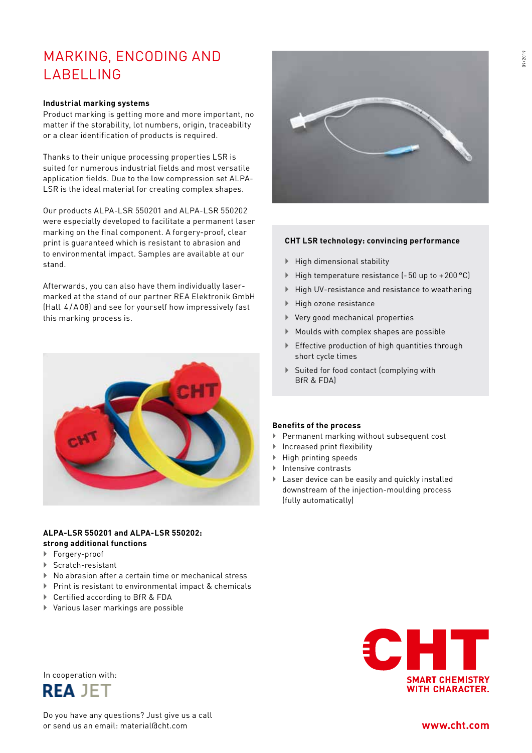# MARKING, ENCODING AND LABELLING

**Industrial marking systems**

Product marking is getting more and more important, no matter if the storability, lot numbers, origin, traceability or a clear identification of products is required.

Thanks to their unique processing properties LSR is suited for numerous industrial fields and most versatile application fields. Due to the low compression set ALPA-LSR is the ideal material for creating complex shapes.

Our products ALPA-LSR 550201 and ALPA-LSR 550202 were especially developed to facilitate a permanent laser marking on the final component. A forgery-proof, clear print is guaranteed which is resistant to abrasion and to environmental impact. Samples are available at our stand.

Afterwards, you can also have them individually laser-marked at the stand of our partner REA Elektronik GmbH (Hall 4/A08) and see for yourself how impressively fast this marking process is.

**ALPA-LSR 550201 and ALPA-LSR 550202: strong additional functions**

- Forgery-proof
- Scratch-resistant
- No abrasion after a certain time or mechanical stress
- Print is resistant to environmental impact & chemicals
- Certified according to BfR & FDA
- Various laser markings are possible

**CHT LSR technology: convincing performance**

- High dimensional stability
- High temperature resistance (-50 up to +200 °C)
- High UV-resistance and resistance to weathering
- High ozone resistance
- Very good mechanical properties
- Moulds with complex shapes are possible
- Effective production of high quantities through short cycle times
- Suited for food contact (complying with BfR & FDA)

**Benefits of the process**

- Permanent marking without subsequent cost
- Increased print flexibility
- High printing speeds
- Intensive contrasts
- Laser device can be easily and quickly installed downstream of the injection-moulding process (fully automatically)

In cooperation with:

REA JET

Do you have any questions? Just give us a call or send us an email: material@cht.com

CHT

SMART CHEMISTRY WITH CHARACTER.

www.cht.com

09/2019